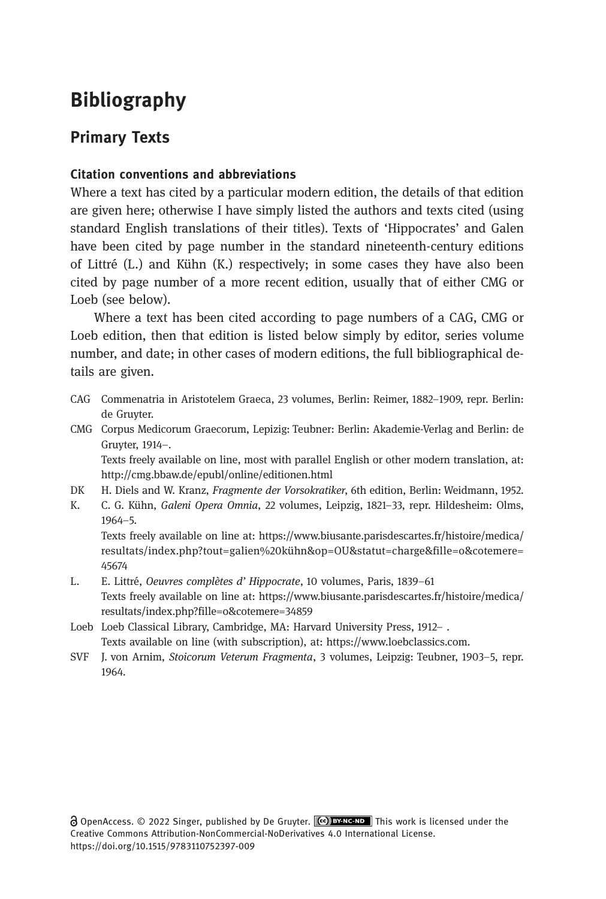# Bibliography

## Primary Texts

### Citation conventions and abbreviations

Where a text has cited by a particular modern edition, the details of that edition are given here; otherwise I have simply listed the authors and texts cited (using standard English translations of their titles). Texts of 'Hippocrates' and Galen have been cited by page number in the standard nineteenth-century editions of Littré (L.) and Kühn (K.) respectively; in some cases they have also been cited by page number of a more recent edition, usually that of either CMG or Loeb (see below).

Where a text has been cited according to page numbers of a CAG, CMG or Loeb edition, then that edition is listed below simply by editor, series volume number, and date; in other cases of modern editions, the full bibliographical details are given.

- CAG Commenatria in Aristotelem Graeca, 23 volumes, Berlin: Reimer, 1882–1909, repr. Berlin: de Gruyter.
- CMG Corpus Medicorum Graecorum, Lepizig: Teubner: Berlin: Akademie-Verlag and Berlin: de Gruyter, 1914–.
  Texts freely available on line, most with parallel English or other modern translation, at: http://cmg.bbaw.de/epubl/online/editionen.html
- DK H. Diels and W. Kranz, *Fragmente der Vorsokratiker*, 6th edition, Berlin: Weidmann, 1952.
- K. C. G. Kühn, *Galeni Opera Omnia*, 22 volumes, Leipzig, 1821–33, repr. Hildesheim: Olms, 1964–5.
  Texts freely available on line at: https://www.biusante.parisdescartes.fr/histoire/medica/resultats/index.php?tout=galien%20kühn&op=OU&statut=charge&fille=o&cotemere=45674
- L. E. Littré, *Oeuvres complètes d' Hippocrate*, 10 volumes, Paris, 1839–61
  Texts freely available on line at: https://www.biusante.parisdescartes.fr/histoire/medica/resultats/index.php?fille=o&cotemere=34859
- Loeb Loeb Classical Library, Cambridge, MA: Harvard University Press, 1912– .
  Texts available on line (with subscription), at: https://www.loebclassics.com.
- SVF J. von Arnim, *Stoicorum Veterum Fragmenta*, 3 volumes, Leipzig: Teubner, 1903–5, repr. 1964.

OpenAccess. © 2022 Singer, published by De Gruyter. This work is licensed under the Creative Commons Attribution-NonCommercial-NoDerivatives 4.0 International License.
https://doi.org/10.1515/9783110752397-009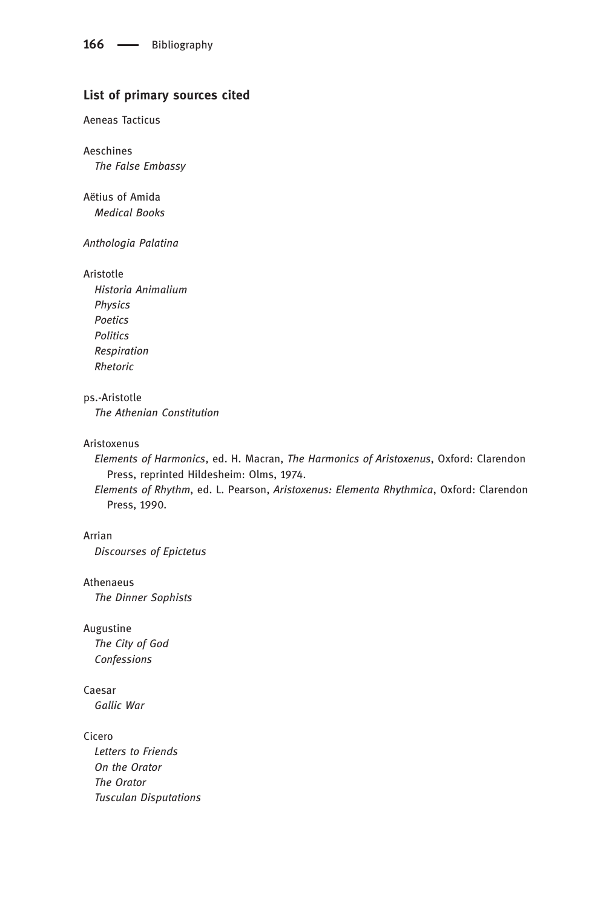## List of primary sources cited

Aeneas Tacticus

Aeschines
*The False Embassy*

Aëtius of Amida
*Medical Books*

*Anthologia Palatina*

Aristotle
*Historia Animalium*
*Physics*
*Poetics*
*Politics*
*Respiration*
*Rhetoric*

ps.-Aristotle
*The Athenian Constitution*

Aristoxenus
*Elements of Harmonics*, ed. H. Macran, *The Harmonics of Aristoxenus*, Oxford: Clarendon Press, reprinted Hildesheim: Olms, 1974.
*Elements of Rhythm*, ed. L. Pearson, *Aristoxenus: Elementa Rhythmica*, Oxford: Clarendon Press, 1990.

Arrian
*Discourses of Epictetus*

Athenaeus
*The Dinner Sophists*

Augustine
*The City of God*
*Confessions*

Caesar
*Gallic War*

Cicero
*Letters to Friends*
*On the Orator*
*The Orator*
*Tusculan Disputations*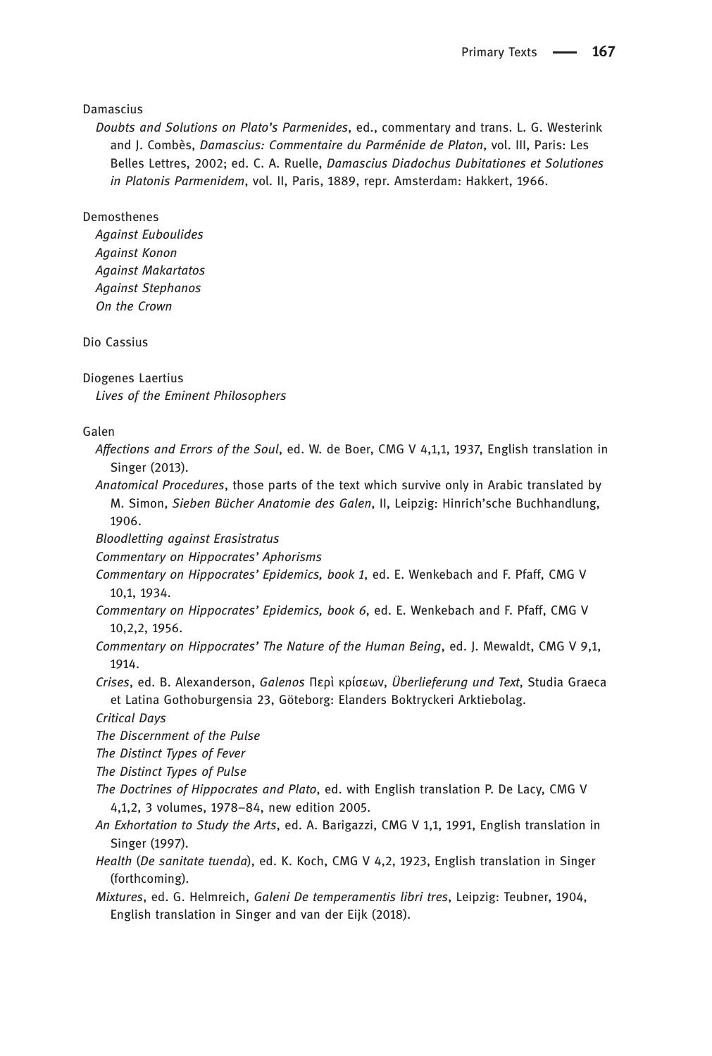Damascius

*Doubts and Solutions on Plato's Parmenides*, ed., commentary and trans. L. G. Westerink and J. Combès, *Damascius: Commentaire du Parménide de Platon*, vol. III, Paris: Les Belles Lettres, 2002; ed. C. A. Ruelle, *Damascius Diadochus Dubitationes et Solutiones in Platonis Parmenidem*, vol. II, Paris, 1889, repr. Amsterdam: Hakkert, 1966.

Demosthenes

*Against Euboulides*
*Against Konon*
*Against Makartatos*
*Against Stephanos*
*On the Crown*

Dio Cassius

Diogenes Laertius

*Lives of the Eminent Philosophers*

Galen

*Affections and Errors of the Soul*, ed. W. de Boer, CMG V 4,1,1, 1937, English translation in Singer (2013).

*Anatomical Procedures*, those parts of the text which survive only in Arabic translated by M. Simon, *Sieben Bücher Anatomie des Galen*, II, Leipzig: Hinrich'sche Buchhandlung, 1906.

*Bloodletting against Erasistratus*

*Commentary on Hippocrates' Aphorisms*

*Commentary on Hippocrates' Epidemics, book 1*, ed. E. Wenkebach and F. Pfaff, CMG V 10,1, 1934.

*Commentary on Hippocrates' Epidemics, book 6*, ed. E. Wenkebach and F. Pfaff, CMG V 10,2,2, 1956.

*Commentary on Hippocrates' The Nature of the Human Being*, ed. J. Mewaldt, CMG V 9,1, 1914.

*Crises*, ed. B. Alexanderson, *Galenos* Περὶ κρίσεων, *Überlieferung und Text*, Studia Graeca et Latina Gothoburgensia 23, Göteborg: Elanders Boktryckeri Arktiebolag.

*Critical Days*

*The Discernment of the Pulse*

*The Distinct Types of Fever*

*The Distinct Types of Pulse*

*The Doctrines of Hippocrates and Plato*, ed. with English translation P. De Lacy, CMG V 4,1,2, 3 volumes, 1978–84, new edition 2005.

*An Exhortation to Study the Arts*, ed. A. Barigazzi, CMG V 1,1, 1991, English translation in Singer (1997).

*Health* (*De sanitate tuenda*), ed. K. Koch, CMG V 4,2, 1923, English translation in Singer (forthcoming).

*Mixtures*, ed. G. Helmreich, *Galeni De temperamentis libri tres*, Leipzig: Teubner, 1904, English translation in Singer and van der Eijk (2018).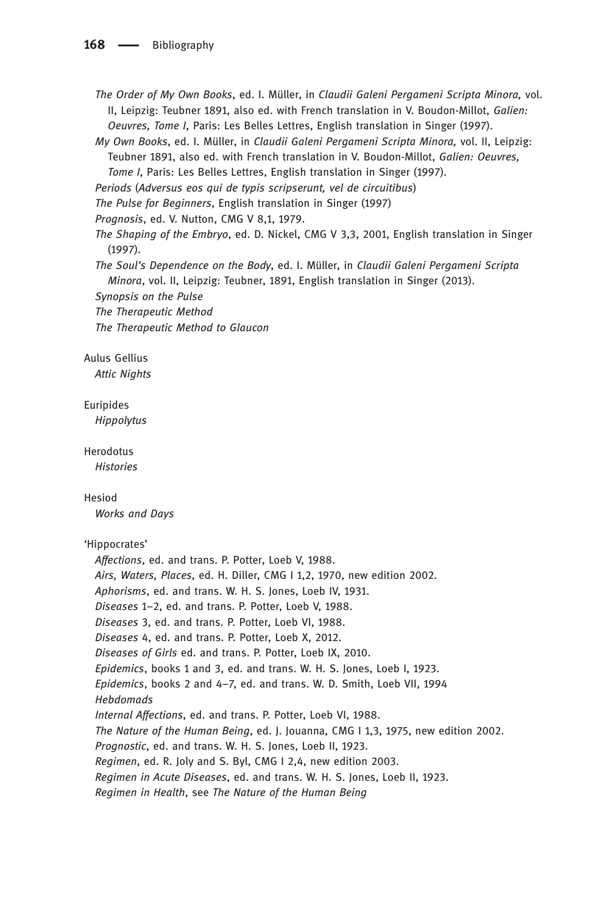*The Order of My Own Books*, ed. I. Müller, in *Claudii Galeni Pergameni Scripta Minora,* vol. II, Leipzig: Teubner 1891, also ed. with French translation in V. Boudon-Millot, *Galien: Oeuvres, Tome I*, Paris: Les Belles Lettres, English translation in Singer (1997).

*My Own Books*, ed. I. Müller, in *Claudii Galeni Pergameni Scripta Minora,* vol. II, Leipzig: Teubner 1891, also ed. with French translation in V. Boudon-Millot, *Galien: Oeuvres, Tome I*, Paris: Les Belles Lettres, English translation in Singer (1997).

*Periods* (*Adversus eos qui de typis scripserunt, vel de circuitibus*)

*The Pulse for Beginners*, English translation in Singer (1997)

*Prognosis*, ed. V. Nutton, CMG V 8,1, 1979.

*The Shaping of the Embryo*, ed. D. Nickel, CMG V 3,3, 2001, English translation in Singer (1997).

*The Soul's Dependence on the Body*, ed. I. Müller, in *Claudii Galeni Pergameni Scripta Minora*, vol. II, Leipzig: Teubner, 1891, English translation in Singer (2013).

*Synopsis on the Pulse*

*The Therapeutic Method*

*The Therapeutic Method to Glaucon*

Aulus Gellius

*Attic Nights*

Euripides

*Hippolytus*

Herodotus

*Histories*

Hesiod

*Works and Days*

'Hippocrates'

*Affections*, ed. and trans. P. Potter, Loeb V, 1988.

*Airs, Waters, Places*, ed. H. Diller, CMG I 1,2, 1970, new edition 2002.

*Aphorisms*, ed. and trans. W. H. S. Jones, Loeb IV, 1931.

*Diseases* 1–2, ed. and trans. P. Potter, Loeb V, 1988.

*Diseases* 3, ed. and trans. P. Potter, Loeb VI, 1988.

*Diseases* 4, ed. and trans. P. Potter, Loeb X, 2012.

*Diseases of Girls* ed. and trans. P. Potter, Loeb IX, 2010.

*Epidemics*, books 1 and 3, ed. and trans. W. H. S. Jones, Loeb I, 1923.

*Epidemics*, books 2 and 4–7, ed. and trans. W. D. Smith, Loeb VII, 1994

*Hebdomads*

*Internal Affections*, ed. and trans. P. Potter, Loeb VI, 1988.

*The Nature of the Human Being*, ed. J. Jouanna, CMG I 1,3, 1975, new edition 2002.

*Prognostic*, ed. and trans. W. H. S. Jones, Loeb II, 1923.

*Regimen*, ed. R. Joly and S. Byl, CMG I 2,4, new edition 2003.

*Regimen in Acute Diseases*, ed. and trans. W. H. S. Jones, Loeb II, 1923.

*Regimen in Health*, see *The Nature of the Human Being*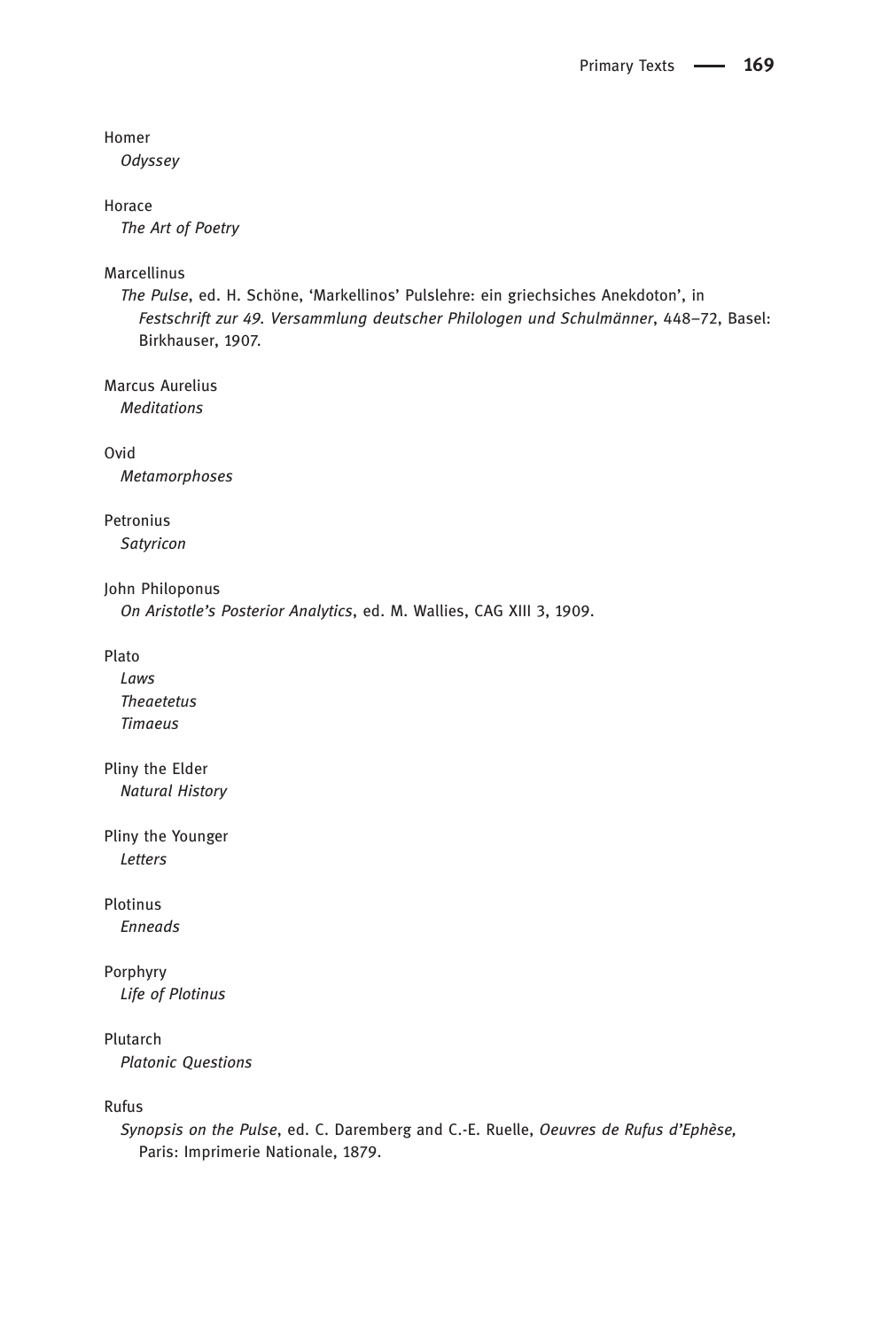Homer
*Odyssey*

Horace
*The Art of Poetry*

Marcellinus
*The Pulse*, ed. H. Schöne, 'Markellinos' Pulslehre: ein griechsiches Anekdoton', in *Festschrift zur 49. Versammlung deutscher Philologen und Schulmänner*, 448–72, Basel: Birkhauser, 1907.

Marcus Aurelius
*Meditations*

Ovid
*Metamorphoses*

Petronius
*Satyricon*

John Philoponus
*On Aristotle's Posterior Analytics*, ed. M. Wallies, CAG XIII 3, 1909.

Plato
*Laws*
*Theaetetus*
*Timaeus*

Pliny the Elder
*Natural History*

Pliny the Younger
*Letters*

Plotinus
*Enneads*

Porphyry
*Life of Plotinus*

Plutarch
*Platonic Questions*

Rufus
*Synopsis on the Pulse*, ed. C. Daremberg and C.-E. Ruelle, *Oeuvres de Rufus d'Ephèse,* Paris: Imprimerie Nationale, 1879.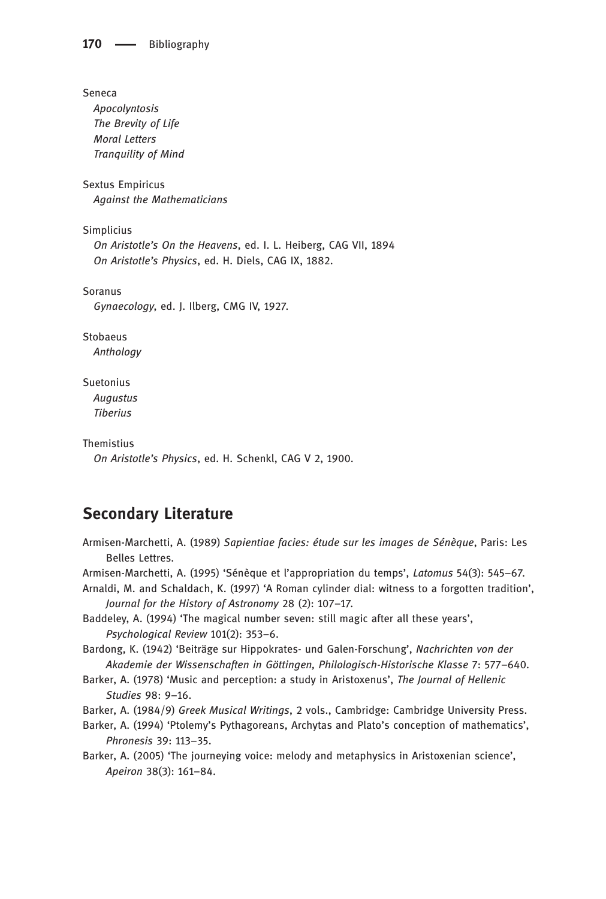Seneca

*Apocolyntosis*
*The Brevity of Life*
*Moral Letters*
*Tranquility of Mind*

Sextus Empiricus

*Against the Mathematicians*

Simplicius

*On Aristotle's On the Heavens*, ed. I. L. Heiberg, CAG VII, 1894
*On Aristotle's Physics*, ed. H. Diels, CAG IX, 1882.

Soranus

*Gynaecology*, ed. J. Ilberg, CMG IV, 1927.

Stobaeus

*Anthology*

Suetonius

*Augustus*
*Tiberius*

Themistius

*On Aristotle's Physics*, ed. H. Schenkl, CAG V 2, 1900.

## Secondary Literature

Armisen-Marchetti, A. (1989) *Sapientiae facies: étude sur les images de Sénèque*, Paris: Les Belles Lettres.

Armisen-Marchetti, A. (1995) 'Sénèque et l'appropriation du temps', *Latomus* 54(3): 545–67.

Arnaldi, M. and Schaldach, K. (1997) 'A Roman cylinder dial: witness to a forgotten tradition', *Journal for the History of Astronomy* 28 (2): 107–17.

Baddeley, A. (1994) 'The magical number seven: still magic after all these years', *Psychological Review* 101(2): 353–6.

Bardong, K. (1942) 'Beiträge sur Hippokrates- und Galen-Forschung', *Nachrichten von der Akademie der Wissenschaften in Göttingen, Philologisch-Historische Klasse* 7: 577–640.

Barker, A. (1978) 'Music and perception: a study in Aristoxenus', *The Journal of Hellenic Studies* 98: 9–16.

Barker, A. (1984/9) *Greek Musical Writings*, 2 vols., Cambridge: Cambridge University Press.

Barker, A. (1994) 'Ptolemy's Pythagoreans, Archytas and Plato's conception of mathematics', *Phronesis* 39: 113–35.

Barker, A. (2005) 'The journeying voice: melody and metaphysics in Aristoxenian science', *Apeiron* 38(3): 161–84.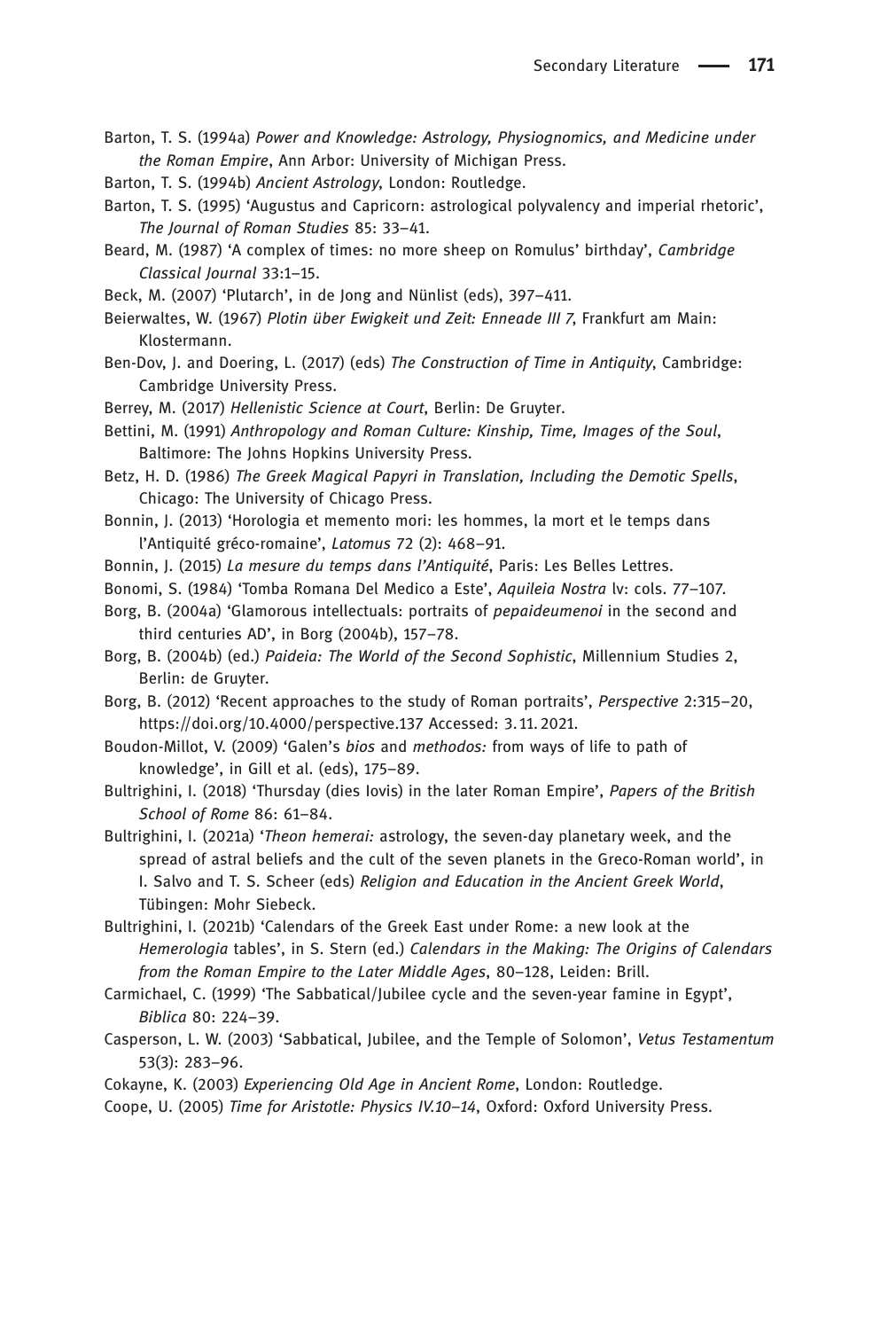Barton, T. S. (1994a) *Power and Knowledge: Astrology, Physiognomics, and Medicine under the Roman Empire*, Ann Arbor: University of Michigan Press.

Barton, T. S. (1994b) *Ancient Astrology*, London: Routledge.

Barton, T. S. (1995) 'Augustus and Capricorn: astrological polyvalency and imperial rhetoric', *The Journal of Roman Studies* 85: 33–41.

Beard, M. (1987) 'A complex of times: no more sheep on Romulus' birthday', *Cambridge Classical Journal* 33:1–15.

Beck, M. (2007) 'Plutarch', in de Jong and Nünlist (eds), 397–411.

Beierwaltes, W. (1967) *Plotin über Ewigkeit und Zeit: Enneade III 7*, Frankfurt am Main: Klostermann.

Ben-Dov, J. and Doering, L. (2017) (eds) *The Construction of Time in Antiquity*, Cambridge: Cambridge University Press.

Berrey, M. (2017) *Hellenistic Science at Court*, Berlin: De Gruyter.

Bettini, M. (1991) *Anthropology and Roman Culture: Kinship, Time, Images of the Soul*, Baltimore: The Johns Hopkins University Press.

Betz, H. D. (1986) *The Greek Magical Papyri in Translation, Including the Demotic Spells*, Chicago: The University of Chicago Press.

Bonnin, J. (2013) 'Horologia et memento mori: les hommes, la mort et le temps dans l'Antiquité gréco-romaine', *Latomus* 72 (2): 468–91.

Bonnin, J. (2015) *La mesure du temps dans l'Antiquité*, Paris: Les Belles Lettres.

Bonomi, S. (1984) 'Tomba Romana Del Medico a Este', *Aquileia Nostra* lv: cols. 77–107.

Borg, B. (2004a) 'Glamorous intellectuals: portraits of *pepaideumenoi* in the second and third centuries AD', in Borg (2004b), 157–78.

Borg, B. (2004b) (ed.) *Paideia: The World of the Second Sophistic*, Millennium Studies 2, Berlin: de Gruyter.

Borg, B. (2012) 'Recent approaches to the study of Roman portraits', *Perspective* 2:315–20, https://doi.org/10.4000/perspective.137 Accessed: 3. 11. 2021.

Boudon-Millot, V. (2009) 'Galen's *bios* and *methodos:* from ways of life to path of knowledge', in Gill et al. (eds), 175–89.

Bultrighini, I. (2018) 'Thursday (dies Iovis) in the later Roman Empire', *Papers of the British School of Rome* 86: 61–84.

Bultrighini, I. (2021a) '*Theon hemerai:* astrology, the seven-day planetary week, and the spread of astral beliefs and the cult of the seven planets in the Greco-Roman world', in I. Salvo and T. S. Scheer (eds) *Religion and Education in the Ancient Greek World*, Tübingen: Mohr Siebeck.

Bultrighini, I. (2021b) 'Calendars of the Greek East under Rome: a new look at the *Hemerologia* tables', in S. Stern (ed.) *Calendars in the Making: The Origins of Calendars from the Roman Empire to the Later Middle Ages*, 80–128, Leiden: Brill.

Carmichael, C. (1999) 'The Sabbatical/Jubilee cycle and the seven-year famine in Egypt', *Biblica* 80: 224–39.

Casperson, L. W. (2003) 'Sabbatical, Jubilee, and the Temple of Solomon', *Vetus Testamentum* 53(3): 283–96.

Cokayne, K. (2003) *Experiencing Old Age in Ancient Rome*, London: Routledge.

Coope, U. (2005) *Time for Aristotle: Physics IV.10–14*, Oxford: Oxford University Press.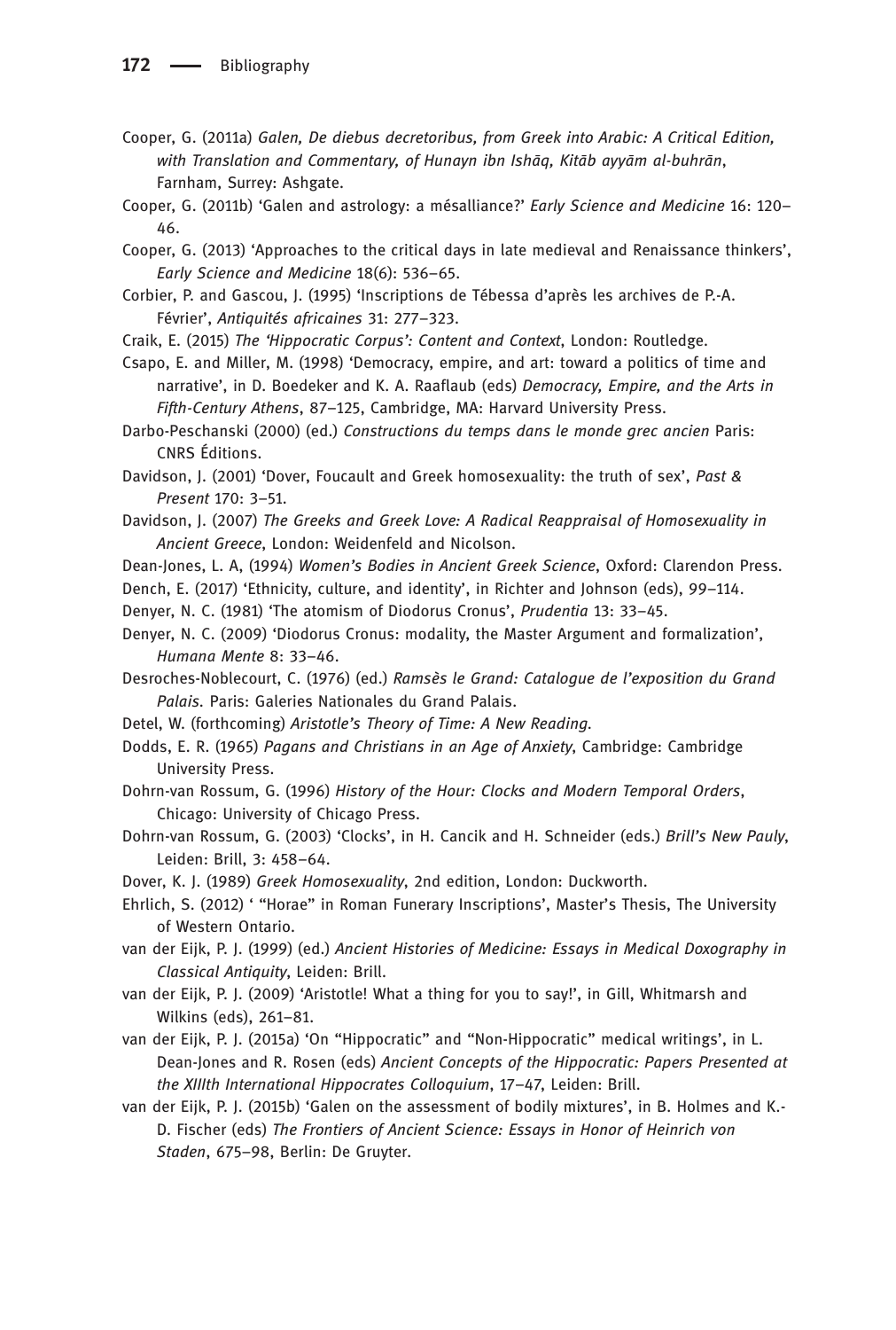Cooper, G. (2011a) *Galen, De diebus decretoribus, from Greek into Arabic: A Critical Edition, with Translation and Commentary, of Hunayn ibn Ishāq, Kitāb ayyām al-buhrān*, Farnham, Surrey: Ashgate.

Cooper, G. (2011b) 'Galen and astrology: a mésalliance?' *Early Science and Medicine* 16: 120–46.

Cooper, G. (2013) 'Approaches to the critical days in late medieval and Renaissance thinkers', *Early Science and Medicine* 18(6): 536–65.

Corbier, P. and Gascou, J. (1995) 'Inscriptions de Tébessa d'après les archives de P.-A. Février', *Antiquités africaines* 31: 277–323.

Craik, E. (2015) *The 'Hippocratic Corpus': Content and Context*, London: Routledge.

Csapo, E. and Miller, M. (1998) 'Democracy, empire, and art: toward a politics of time and narrative', in D. Boedeker and K. A. Raaflaub (eds) *Democracy, Empire, and the Arts in Fifth-Century Athens*, 87–125, Cambridge, MA: Harvard University Press.

Darbo-Peschanski (2000) (ed.) *Constructions du temps dans le monde grec ancien* Paris: CNRS Éditions.

Davidson, J. (2001) 'Dover, Foucault and Greek homosexuality: the truth of sex', *Past & Present* 170: 3–51.

Davidson, J. (2007) *The Greeks and Greek Love: A Radical Reappraisal of Homosexuality in Ancient Greece*, London: Weidenfeld and Nicolson.

Dean-Jones, L. A, (1994) *Women's Bodies in Ancient Greek Science*, Oxford: Clarendon Press.

Dench, E. (2017) 'Ethnicity, culture, and identity', in Richter and Johnson (eds), 99–114.

Denyer, N. C. (1981) 'The atomism of Diodorus Cronus', *Prudentia* 13: 33–45.

Denyer, N. C. (2009) 'Diodorus Cronus: modality, the Master Argument and formalization', *Humana Mente* 8: 33–46.

Desroches-Noblecourt, C. (1976) (ed.) *Ramsès le Grand: Catalogue de l'exposition du Grand Palais*. Paris: Galeries Nationales du Grand Palais.

Detel, W. (forthcoming) *Aristotle's Theory of Time: A New Reading*.

Dodds, E. R. (1965) *Pagans and Christians in an Age of Anxiety*, Cambridge: Cambridge University Press.

Dohrn-van Rossum, G. (1996) *History of the Hour: Clocks and Modern Temporal Orders*, Chicago: University of Chicago Press.

Dohrn-van Rossum, G. (2003) 'Clocks', in H. Cancik and H. Schneider (eds.) *Brill's New Pauly*, Leiden: Brill, 3: 458–64.

Dover, K. J. (1989) *Greek Homosexuality*, 2nd edition, London: Duckworth.

Ehrlich, S. (2012) ' "Horae" in Roman Funerary Inscriptions', Master's Thesis, The University of Western Ontario.

van der Eijk, P. J. (1999) (ed.) *Ancient Histories of Medicine: Essays in Medical Doxography in Classical Antiquity*, Leiden: Brill.

van der Eijk, P. J. (2009) 'Aristotle! What a thing for you to say!', in Gill, Whitmarsh and Wilkins (eds), 261–81.

van der Eijk, P. J. (2015a) 'On "Hippocratic" and "Non-Hippocratic" medical writings', in L. Dean-Jones and R. Rosen (eds) *Ancient Concepts of the Hippocratic: Papers Presented at the XIIIth International Hippocrates Colloquium*, 17–47, Leiden: Brill.

van der Eijk, P. J. (2015b) 'Galen on the assessment of bodily mixtures', in B. Holmes and K.-D. Fischer (eds) *The Frontiers of Ancient Science: Essays in Honor of Heinrich von Staden*, 675–98, Berlin: De Gruyter.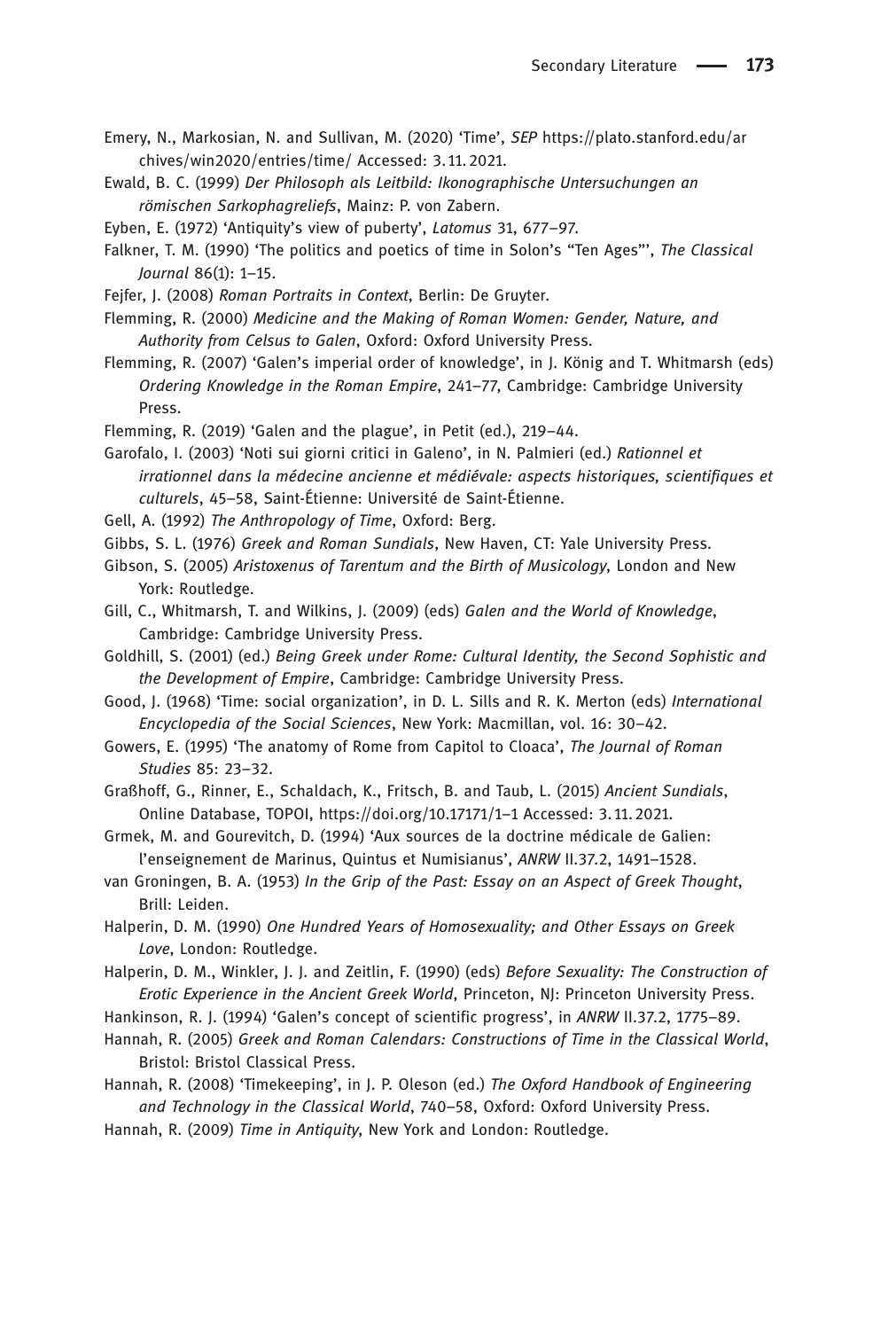Emery, N., Markosian, N. and Sullivan, M. (2020) ‘Time’, *SEP* https://plato.stanford.edu/archives/win2020/entries/time/ Accessed: 3. 11. 2021.

Ewald, B. C. (1999) *Der Philosoph als Leitbild: Ikonographische Untersuchungen an römischen Sarkophagreliefs*, Mainz: P. von Zabern.

Eyben, E. (1972) ‘Antiquity’s view of puberty’, *Latomus* 31, 677–97.

Falkner, T. M. (1990) ‘The politics and poetics of time in Solon’s “Ten Ages”’, *The Classical Journal* 86(1): 1–15.

Fejfer, J. (2008) *Roman Portraits in Context*, Berlin: De Gruyter.

Flemming, R. (2000) *Medicine and the Making of Roman Women: Gender, Nature, and Authority from Celsus to Galen*, Oxford: Oxford University Press.

Flemming, R. (2007) ‘Galen’s imperial order of knowledge’, in J. König and T. Whitmarsh (eds) *Ordering Knowledge in the Roman Empire*, 241–77, Cambridge: Cambridge University Press.

Flemming, R. (2019) ‘Galen and the plague’, in Petit (ed.), 219–44.

Garofalo, I. (2003) ‘Noti sui giorni critici in Galeno’, in N. Palmieri (ed.) *Rationnel et irrationnel dans la médecine ancienne et médiévale: aspects historiques, scientifiques et culturels*, 45–58, Saint-Étienne: Université de Saint-Étienne.

Gell, A. (1992) *The Anthropology of Time*, Oxford: Berg.

Gibbs, S. L. (1976) *Greek and Roman Sundials*, New Haven, CT: Yale University Press.

Gibson, S. (2005) *Aristoxenus of Tarentum and the Birth of Musicology*, London and New York: Routledge.

Gill, C., Whitmarsh, T. and Wilkins, J. (2009) (eds) *Galen and the World of Knowledge*, Cambridge: Cambridge University Press.

Goldhill, S. (2001) (ed.) *Being Greek under Rome: Cultural Identity, the Second Sophistic and the Development of Empire*, Cambridge: Cambridge University Press.

Good, J. (1968) ‘Time: social organization’, in D. L. Sills and R. K. Merton (eds) *International Encyclopedia of the Social Sciences*, New York: Macmillan, vol. 16: 30–42.

Gowers, E. (1995) ‘The anatomy of Rome from Capitol to Cloaca’, *The Journal of Roman Studies* 85: 23–32.

Graßhoff, G., Rinner, E., Schaldach, K., Fritsch, B. and Taub, L. (2015) *Ancient Sundials*, Online Database, TOPOI, https://doi.org/10.17171/1–1 Accessed: 3. 11. 2021.

Grmek, M. and Gourevitch, D. (1994) ‘Aux sources de la doctrine médicale de Galien: l’enseignement de Marinus, Quintus et Numisianus’, *ANRW* II.37.2, 1491–1528.

van Groningen, B. A. (1953) *In the Grip of the Past: Essay on an Aspect of Greek Thought*, Brill: Leiden.

Halperin, D. M. (1990) *One Hundred Years of Homosexuality; and Other Essays on Greek Love*, London: Routledge.

Halperin, D. M., Winkler, J. J. and Zeitlin, F. (1990) (eds) *Before Sexuality: The Construction of Erotic Experience in the Ancient Greek World*, Princeton, NJ: Princeton University Press.

Hankinson, R. J. (1994) ‘Galen’s concept of scientific progress’, in *ANRW* II.37.2, 1775–89.

Hannah, R. (2005) *Greek and Roman Calendars: Constructions of Time in the Classical World*, Bristol: Bristol Classical Press.

Hannah, R. (2008) ‘Timekeeping’, in J. P. Oleson (ed.) *The Oxford Handbook of Engineering and Technology in the Classical World*, 740–58, Oxford: Oxford University Press.

Hannah, R. (2009) *Time in Antiquity*, New York and London: Routledge.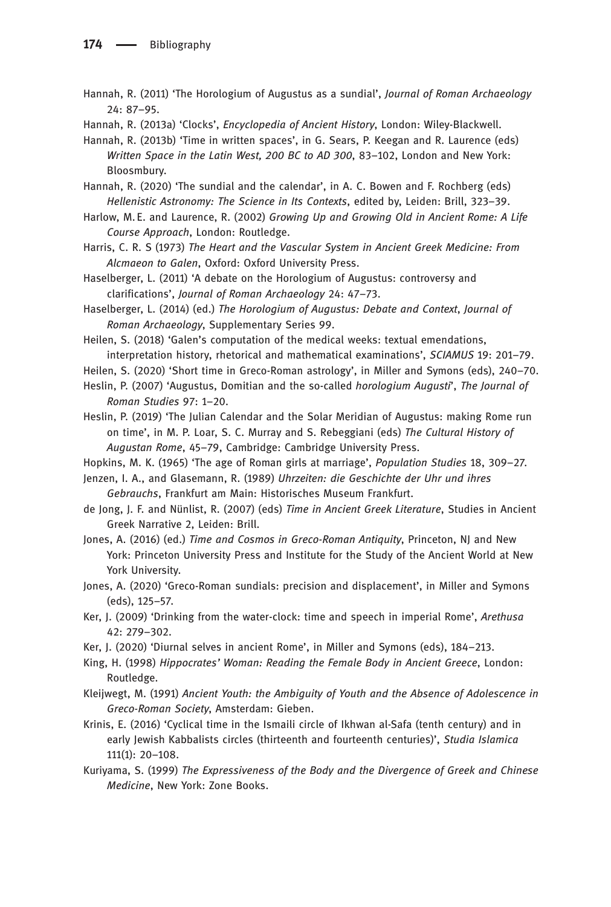Hannah, R. (2011) 'The Horologium of Augustus as a sundial', *Journal of Roman Archaeology* 24: 87–95.

Hannah, R. (2013a) 'Clocks', *Encyclopedia of Ancient History*, London: Wiley-Blackwell.

Hannah, R. (2013b) 'Time in written spaces', in G. Sears, P. Keegan and R. Laurence (eds) *Written Space in the Latin West, 200 BC to AD 300*, 83–102, London and New York: Bloosmbury.

Hannah, R. (2020) 'The sundial and the calendar', in A. C. Bowen and F. Rochberg (eds) *Hellenistic Astronomy: The Science in Its Contexts*, edited by, Leiden: Brill, 323–39.

Harlow, M. E. and Laurence, R. (2002) *Growing Up and Growing Old in Ancient Rome: A Life Course Approach*, London: Routledge.

Harris, C. R. S (1973) *The Heart and the Vascular System in Ancient Greek Medicine: From Alcmaeon to Galen*, Oxford: Oxford University Press.

Haselberger, L. (2011) 'A debate on the Horologium of Augustus: controversy and clarifications', *Journal of Roman Archaeology* 24: 47–73.

Haselberger, L. (2014) (ed.) *The Horologium of Augustus: Debate and Context*, *Journal of Roman Archaeology*, Supplementary Series 99.

Heilen, S. (2018) 'Galen's computation of the medical weeks: textual emendations, interpretation history, rhetorical and mathematical examinations', *SCIAMUS* 19: 201–79.

Heilen, S. (2020) 'Short time in Greco-Roman astrology', in Miller and Symons (eds), 240–70.

Heslin, P. (2007) 'Augustus, Domitian and the so-called *horologium Augusti*', *The Journal of Roman Studies* 97: 1–20.

Heslin, P. (2019) 'The Julian Calendar and the Solar Meridian of Augustus: making Rome run on time', in M. P. Loar, S. C. Murray and S. Rebeggiani (eds) *The Cultural History of Augustan Rome*, 45–79, Cambridge: Cambridge University Press.

Hopkins, M. K. (1965) 'The age of Roman girls at marriage', *Population Studies* 18, 309–27.

Jenzen, I. A., and Glasemann, R. (1989) *Uhrzeiten: die Geschichte der Uhr und ihres Gebrauchs*, Frankfurt am Main: Historisches Museum Frankfurt.

de Jong, J. F. and Nünlist, R. (2007) (eds) *Time in Ancient Greek Literature*, Studies in Ancient Greek Narrative 2, Leiden: Brill.

Jones, A. (2016) (ed.) *Time and Cosmos in Greco-Roman Antiquity*, Princeton, NJ and New York: Princeton University Press and Institute for the Study of the Ancient World at New York University.

Jones, A. (2020) 'Greco-Roman sundials: precision and displacement', in Miller and Symons (eds), 125–57.

Ker, J. (2009) 'Drinking from the water-clock: time and speech in imperial Rome', *Arethusa* 42: 279–302.

Ker, J. (2020) 'Diurnal selves in ancient Rome', in Miller and Symons (eds), 184–213.

King, H. (1998) *Hippocrates' Woman: Reading the Female Body in Ancient Greece*, London: Routledge.

Kleijwegt, M. (1991) *Ancient Youth: the Ambiguity of Youth and the Absence of Adolescence in Greco-Roman Society*, Amsterdam: Gieben.

Krinis, E. (2016) 'Cyclical time in the Ismaili circle of Ikhwan al-Safa (tenth century) and in early Jewish Kabbalists circles (thirteenth and fourteenth centuries)', *Studia Islamica* 111(1): 20–108.

Kuriyama, S. (1999) *The Expressiveness of the Body and the Divergence of Greek and Chinese Medicine*, New York: Zone Books.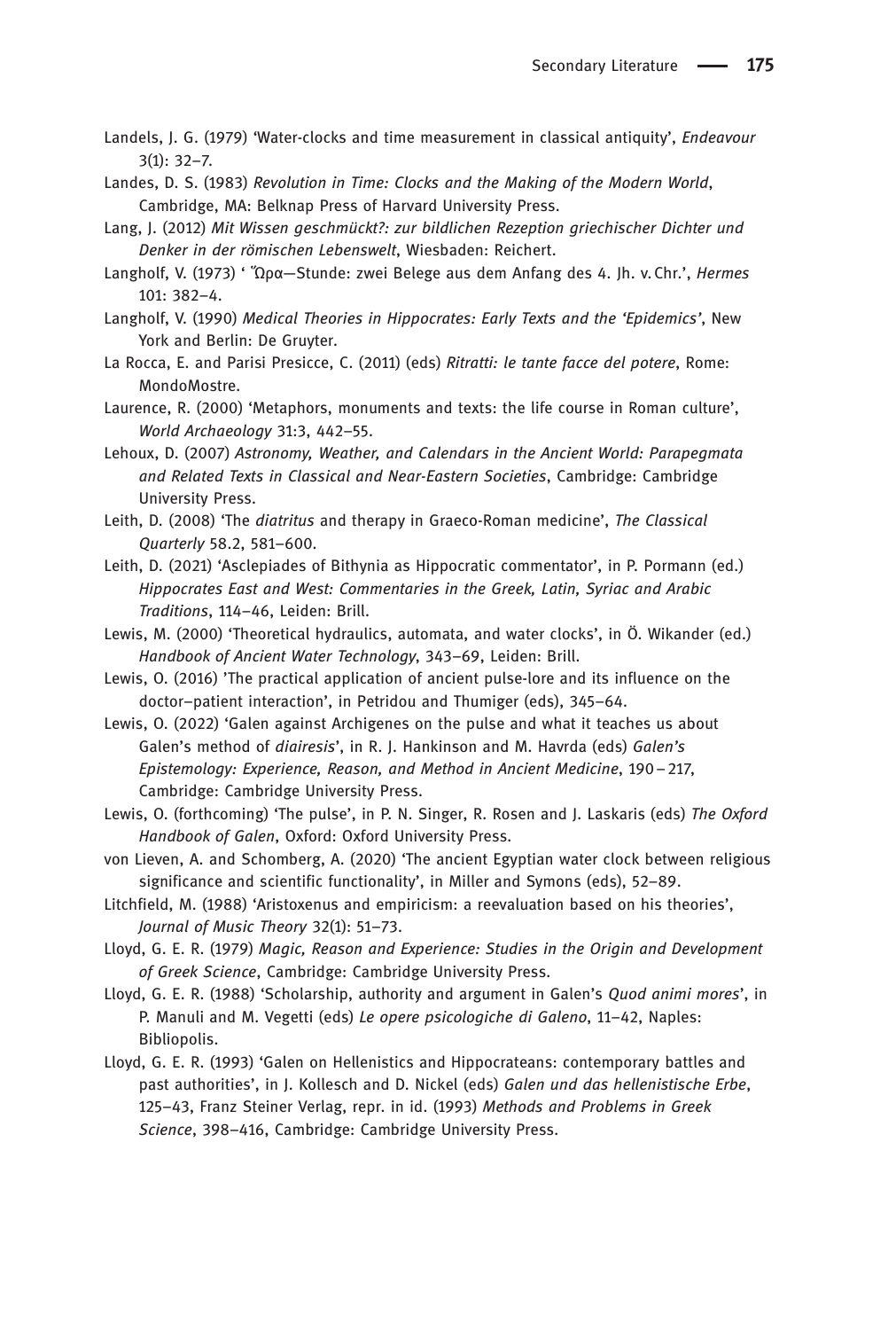Landels, J. G. (1979) 'Water-clocks and time measurement in classical antiquity', *Endeavour* 3(1): 32–7.

Landes, D. S. (1983) *Revolution in Time: Clocks and the Making of the Modern World*, Cambridge, MA: Belknap Press of Harvard University Press.

Lang, J. (2012) *Mit Wissen geschmückt?: zur bildlichen Rezeption griechischer Dichter und Denker in der römischen Lebenswelt*, Wiesbaden: Reichert.

Langholf, V. (1973) ' Ὥρα—Stunde: zwei Belege aus dem Anfang des 4. Jh. v. Chr.', *Hermes* 101: 382–4.

Langholf, V. (1990) *Medical Theories in Hippocrates: Early Texts and the 'Epidemics'*, New York and Berlin: De Gruyter.

La Rocca, E. and Parisi Presicce, C. (2011) (eds) *Ritratti: le tante facce del potere*, Rome: MondoMostre.

Laurence, R. (2000) 'Metaphors, monuments and texts: the life course in Roman culture', *World Archaeology* 31:3, 442–55.

Lehoux, D. (2007) *Astronomy, Weather, and Calendars in the Ancient World: Parapegmata and Related Texts in Classical and Near-Eastern Societies*, Cambridge: Cambridge University Press.

Leith, D. (2008) 'The *diatritus* and therapy in Graeco-Roman medicine', *The Classical Quarterly* 58.2, 581–600.

Leith, D. (2021) 'Asclepiades of Bithynia as Hippocratic commentator', in P. Pormann (ed.) *Hippocrates East and West: Commentaries in the Greek, Latin, Syriac and Arabic Traditions*, 114–46, Leiden: Brill.

Lewis, M. (2000) 'Theoretical hydraulics, automata, and water clocks', in Ö. Wikander (ed.) *Handbook of Ancient Water Technology*, 343–69, Leiden: Brill.

Lewis, O. (2016) 'The practical application of ancient pulse-lore and its influence on the doctor–patient interaction', in Petridou and Thumiger (eds), 345–64.

Lewis, O. (2022) 'Galen against Archigenes on the pulse and what it teaches us about Galen's method of *diairesis*', in R. J. Hankinson and M. Havrda (eds) *Galen's Epistemology: Experience, Reason, and Method in Ancient Medicine*, 190 – 217, Cambridge: Cambridge University Press.

Lewis, O. (forthcoming) 'The pulse', in P. N. Singer, R. Rosen and J. Laskaris (eds) *The Oxford Handbook of Galen*, Oxford: Oxford University Press.

von Lieven, A. and Schomberg, A. (2020) 'The ancient Egyptian water clock between religious significance and scientific functionality', in Miller and Symons (eds), 52–89.

Litchfield, M. (1988) 'Aristoxenus and empiricism: a reevaluation based on his theories', *Journal of Music Theory* 32(1): 51–73.

Lloyd, G. E. R. (1979) *Magic, Reason and Experience: Studies in the Origin and Development of Greek Science*, Cambridge: Cambridge University Press.

Lloyd, G. E. R. (1988) 'Scholarship, authority and argument in Galen's *Quod animi mores*', in P. Manuli and M. Vegetti (eds) *Le opere psicologiche di Galeno*, 11–42, Naples: Bibliopolis.

Lloyd, G. E. R. (1993) 'Galen on Hellenistics and Hippocrateans: contemporary battles and past authorities', in J. Kollesch and D. Nickel (eds) *Galen und das hellenistische Erbe*, 125–43, Franz Steiner Verlag, repr. in id. (1993) *Methods and Problems in Greek Science*, 398–416, Cambridge: Cambridge University Press.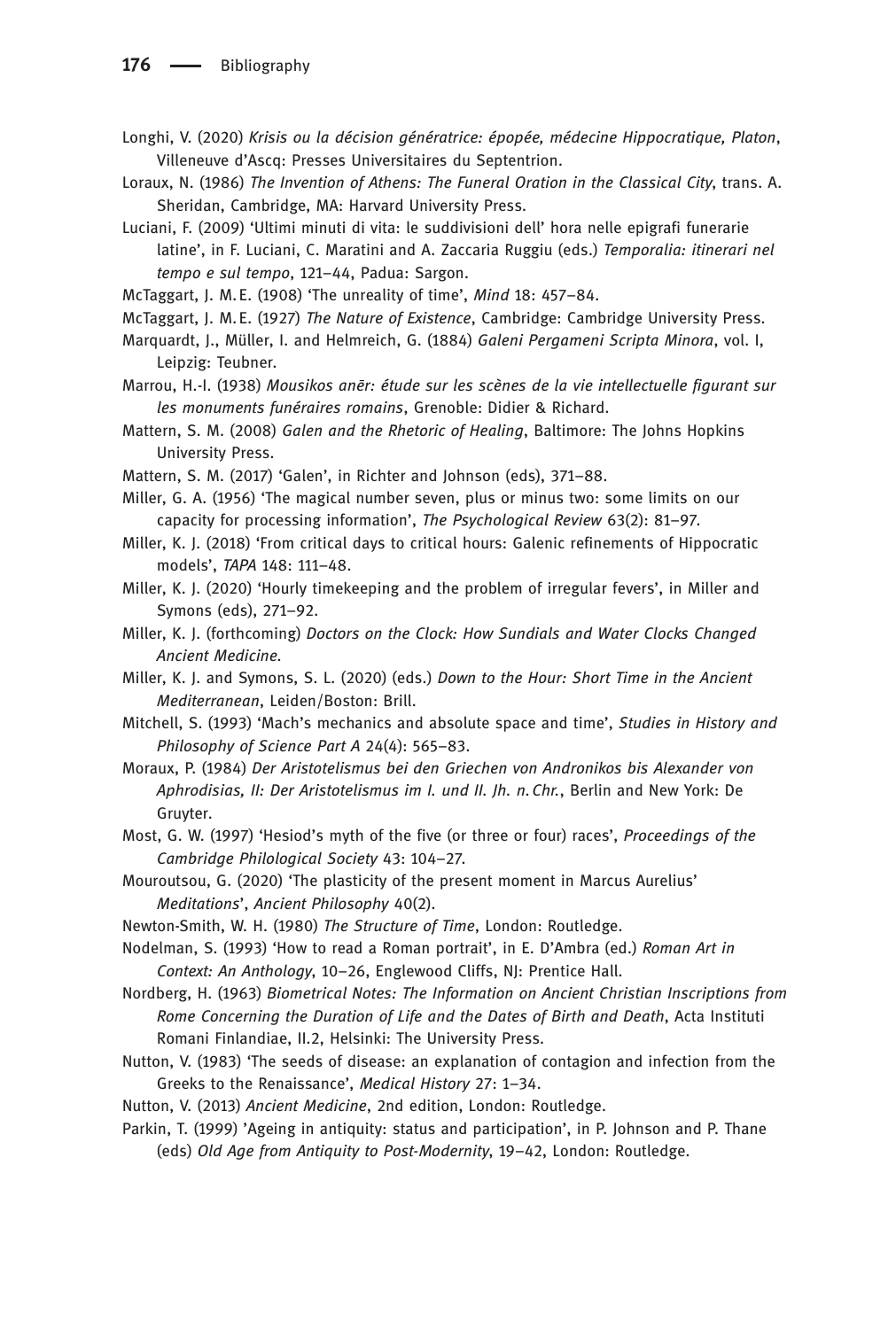Longhi, V. (2020) *Krisis ou la décision génératrice: épopée, médecine Hippocratique, Platon*, Villeneuve d'Ascq: Presses Universitaires du Septentrion.

Loraux, N. (1986) *The Invention of Athens: The Funeral Oration in the Classical City*, trans. A. Sheridan, Cambridge, MA: Harvard University Press.

Luciani, F. (2009) 'Ultimi minuti di vita: le suddivisioni dell' hora nelle epigrafi funerarie latine', in F. Luciani, C. Maratini and A. Zaccaria Ruggiu (eds.) *Temporalia: itinerari nel tempo e sul tempo*, 121–44, Padua: Sargon.

McTaggart, J. M. E. (1908) 'The unreality of time', *Mind* 18: 457–84.

McTaggart, J. M. E. (1927) *The Nature of Existence*, Cambridge: Cambridge University Press.

Marquardt, J., Müller, I. and Helmreich, G. (1884) *Galeni Pergameni Scripta Minora*, vol. I, Leipzig: Teubner.

Marrou, H.-I. (1938) *Mousikos anēr: étude sur les scènes de la vie intellectuelle figurant sur les monuments funéraires romains*, Grenoble: Didier & Richard.

Mattern, S. M. (2008) *Galen and the Rhetoric of Healing*, Baltimore: The Johns Hopkins University Press.

Mattern, S. M. (2017) 'Galen', in Richter and Johnson (eds), 371–88.

Miller, G. A. (1956) 'The magical number seven, plus or minus two: some limits on our capacity for processing information', *The Psychological Review* 63(2): 81–97.

Miller, K. J. (2018) 'From critical days to critical hours: Galenic refinements of Hippocratic models', *TAPA* 148: 111–48.

Miller, K. J. (2020) 'Hourly timekeeping and the problem of irregular fevers', in Miller and Symons (eds), 271–92.

Miller, K. J. (forthcoming) *Doctors on the Clock: How Sundials and Water Clocks Changed Ancient Medicine*.

Miller, K. J. and Symons, S. L. (2020) (eds.) *Down to the Hour: Short Time in the Ancient Mediterranean*, Leiden/Boston: Brill.

Mitchell, S. (1993) 'Mach's mechanics and absolute space and time', *Studies in History and Philosophy of Science Part A* 24(4): 565–83.

Moraux, P. (1984) *Der Aristotelismus bei den Griechen von Andronikos bis Alexander von Aphrodisias, II: Der Aristotelismus im I. und II. Jh. n. Chr.*, Berlin and New York: De Gruyter.

Most, G. W. (1997) 'Hesiod's myth of the five (or three or four) races', *Proceedings of the Cambridge Philological Society* 43: 104–27.

Mouroutsou, G. (2020) 'The plasticity of the present moment in Marcus Aurelius' *Meditations*', *Ancient Philosophy* 40(2).

Newton-Smith, W. H. (1980) *The Structure of Time*, London: Routledge.

Nodelman, S. (1993) 'How to read a Roman portrait', in E. D'Ambra (ed.) *Roman Art in Context: An Anthology*, 10–26, Englewood Cliffs, NJ: Prentice Hall.

Nordberg, H. (1963) *Biometrical Notes: The Information on Ancient Christian Inscriptions from Rome Concerning the Duration of Life and the Dates of Birth and Death*, Acta Instituti Romani Finlandiae, II.2, Helsinki: The University Press.

Nutton, V. (1983) 'The seeds of disease: an explanation of contagion and infection from the Greeks to the Renaissance', *Medical History* 27: 1–34.

Nutton, V. (2013) *Ancient Medicine*, 2nd edition, London: Routledge.

Parkin, T. (1999) 'Ageing in antiquity: status and participation', in P. Johnson and P. Thane (eds) *Old Age from Antiquity to Post-Modernity*, 19–42, London: Routledge.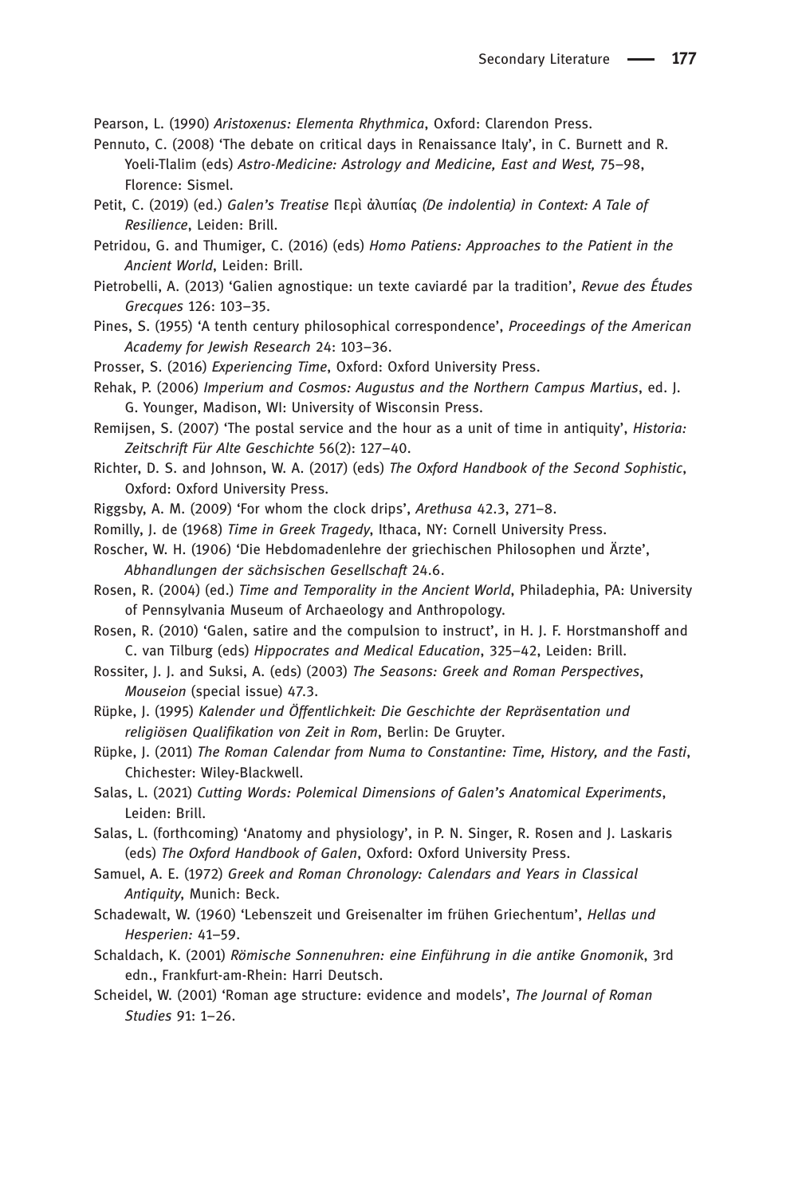Pearson, L. (1990) *Aristoxenus: Elementa Rhythmica*, Oxford: Clarendon Press.

Pennuto, C. (2008) 'The debate on critical days in Renaissance Italy', in C. Burnett and R. Yoeli-Tlalim (eds) *Astro-Medicine: Astrology and Medicine, East and West,* 75–98, Florence: Sismel.

Petit, C. (2019) (ed.) *Galen's Treatise* Περὶ ἀλυπίας *(De indolentia) in Context: A Tale of Resilience*, Leiden: Brill.

Petridou, G. and Thumiger, C. (2016) (eds) *Homo Patiens: Approaches to the Patient in the Ancient World*, Leiden: Brill.

Pietrobelli, A. (2013) 'Galien agnostique: un texte caviardé par la tradition', *Revue des Études Grecques* 126: 103–35.

Pines, S. (1955) 'A tenth century philosophical correspondence', *Proceedings of the American Academy for Jewish Research* 24: 103–36.

Prosser, S. (2016) *Experiencing Time*, Oxford: Oxford University Press.

Rehak, P. (2006) *Imperium and Cosmos: Augustus and the Northern Campus Martius*, ed. J. G. Younger, Madison, WI: University of Wisconsin Press.

Remijsen, S. (2007) 'The postal service and the hour as a unit of time in antiquity', *Historia: Zeitschrift Für Alte Geschichte* 56(2): 127–40.

Richter, D. S. and Johnson, W. A. (2017) (eds) *The Oxford Handbook of the Second Sophistic*, Oxford: Oxford University Press.

Riggsby, A. M. (2009) 'For whom the clock drips', *Arethusa* 42.3, 271–8.

Romilly, J. de (1968) *Time in Greek Tragedy*, Ithaca, NY: Cornell University Press.

Roscher, W. H. (1906) 'Die Hebdomadenlehre der griechischen Philosophen und Ärzte', *Abhandlungen der sächsischen Gesellschaft* 24.6.

Rosen, R. (2004) (ed.) *Time and Temporality in the Ancient World*, Philadephia, PA: University of Pennsylvania Museum of Archaeology and Anthropology.

Rosen, R. (2010) 'Galen, satire and the compulsion to instruct', in H. J. F. Horstmanshoff and C. van Tilburg (eds) *Hippocrates and Medical Education*, 325–42, Leiden: Brill.

Rossiter, J. J. and Suksi, A. (eds) (2003) *The Seasons: Greek and Roman Perspectives*, *Mouseion* (special issue) 47.3.

Rüpke, J. (1995) *Kalender und Öffentlichkeit: Die Geschichte der Repräsentation und religiösen Qualifikation von Zeit in Rom*, Berlin: De Gruyter.

Rüpke, J. (2011) *The Roman Calendar from Numa to Constantine: Time, History, and the Fasti*, Chichester: Wiley-Blackwell.

Salas, L. (2021) *Cutting Words: Polemical Dimensions of Galen's Anatomical Experiments*, Leiden: Brill.

Salas, L. (forthcoming) 'Anatomy and physiology', in P. N. Singer, R. Rosen and J. Laskaris (eds) *The Oxford Handbook of Galen*, Oxford: Oxford University Press.

Samuel, A. E. (1972) *Greek and Roman Chronology: Calendars and Years in Classical Antiquity*, Munich: Beck.

Schadewalt, W. (1960) 'Lebenszeit und Greisenalter im frühen Griechentum', *Hellas und Hesperien:* 41–59.

Schaldach, K. (2001) *Römische Sonnenuhren: eine Einführung in die antike Gnomonik*, 3rd edn., Frankfurt-am-Rhein: Harri Deutsch.

Scheidel, W. (2001) 'Roman age structure: evidence and models', *The Journal of Roman Studies* 91: 1–26.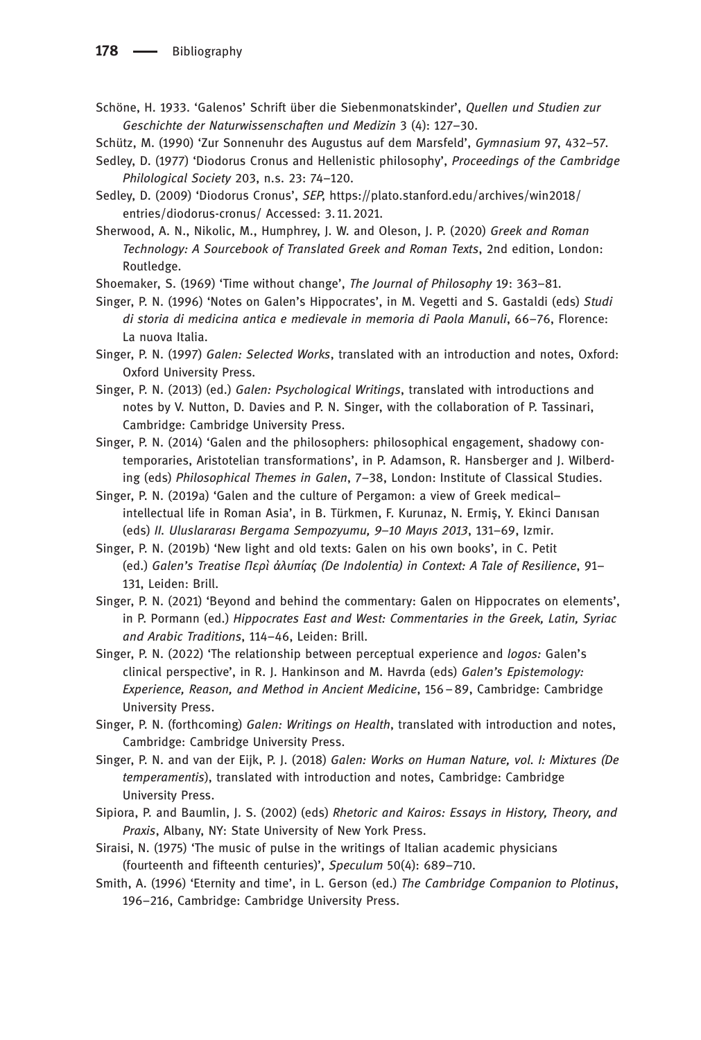Schöne, H. 1933. 'Galenos' Schrift über die Siebenmonatskinder', *Quellen und Studien zur Geschichte der Naturwissenschaften und Medizin* 3 (4): 127–30.

Schütz, M. (1990) 'Zur Sonnenuhr des Augustus auf dem Marsfeld', *Gymnasium* 97, 432–57.

Sedley, D. (1977) 'Diodorus Cronus and Hellenistic philosophy', *Proceedings of the Cambridge Philological Society* 203, n.s. 23: 74–120.

Sedley, D. (2009) 'Diodorus Cronus', *SEP*, https://plato.stanford.edu/archives/win2018/entries/diodorus-cronus/ Accessed: 3. 11. 2021.

Sherwood, A. N., Nikolic, M., Humphrey, J. W. and Oleson, J. P. (2020) *Greek and Roman Technology: A Sourcebook of Translated Greek and Roman Texts*, 2nd edition, London: Routledge.

Shoemaker, S. (1969) 'Time without change', *The Journal of Philosophy* 19: 363–81.

Singer, P. N. (1996) 'Notes on Galen's Hippocrates', in M. Vegetti and S. Gastaldi (eds) *Studi di storia di medicina antica e medievale in memoria di Paola Manuli*, 66–76, Florence: La nuova Italia.

Singer, P. N. (1997) *Galen: Selected Works*, translated with an introduction and notes, Oxford: Oxford University Press.

Singer, P. N. (2013) (ed.) *Galen: Psychological Writings*, translated with introductions and notes by V. Nutton, D. Davies and P. N. Singer, with the collaboration of P. Tassinari, Cambridge: Cambridge University Press.

Singer, P. N. (2014) 'Galen and the philosophers: philosophical engagement, shadowy contemporaries, Aristotelian transformations', in P. Adamson, R. Hansberger and J. Wilberding (eds) *Philosophical Themes in Galen*, 7–38, London: Institute of Classical Studies.

Singer, P. N. (2019a) 'Galen and the culture of Pergamon: a view of Greek medical–intellectual life in Roman Asia', in B. Türkmen, F. Kurunaz, N. Ermiş, Y. Ekinci Danısan (eds) *II. Uluslararası Bergama Sempozyumu, 9–10 Mayıs 2013*, 131–69, Izmir.

Singer, P. N. (2019b) 'New light and old texts: Galen on his own books', in C. Petit (ed.) *Galen's Treatise Περὶ ἀλυπίας (De Indolentia) in Context: A Tale of Resilience*, 91–131, Leiden: Brill.

Singer, P. N. (2021) 'Beyond and behind the commentary: Galen on Hippocrates on elements', in P. Pormann (ed.) *Hippocrates East and West: Commentaries in the Greek, Latin, Syriac and Arabic Traditions*, 114–46, Leiden: Brill.

Singer, P. N. (2022) 'The relationship between perceptual experience and *logos:* Galen's clinical perspective', in R. J. Hankinson and M. Havrda (eds) *Galen's Epistemology: Experience, Reason, and Method in Ancient Medicine*, 156 – 89, Cambridge: Cambridge University Press.

Singer, P. N. (forthcoming) *Galen: Writings on Health*, translated with introduction and notes, Cambridge: Cambridge University Press.

Singer, P. N. and van der Eijk, P. J. (2018) *Galen: Works on Human Nature, vol. I: Mixtures (De temperamentis*), translated with introduction and notes, Cambridge: Cambridge University Press.

Sipiora, P. and Baumlin, J. S. (2002) (eds) *Rhetoric and Kairos: Essays in History, Theory, and Praxis*, Albany, NY: State University of New York Press.

Siraisi, N. (1975) 'The music of pulse in the writings of Italian academic physicians (fourteenth and fifteenth centuries)', *Speculum* 50(4): 689–710.

Smith, A. (1996) 'Eternity and time', in L. Gerson (ed.) *The Cambridge Companion to Plotinus*, 196–216, Cambridge: Cambridge University Press.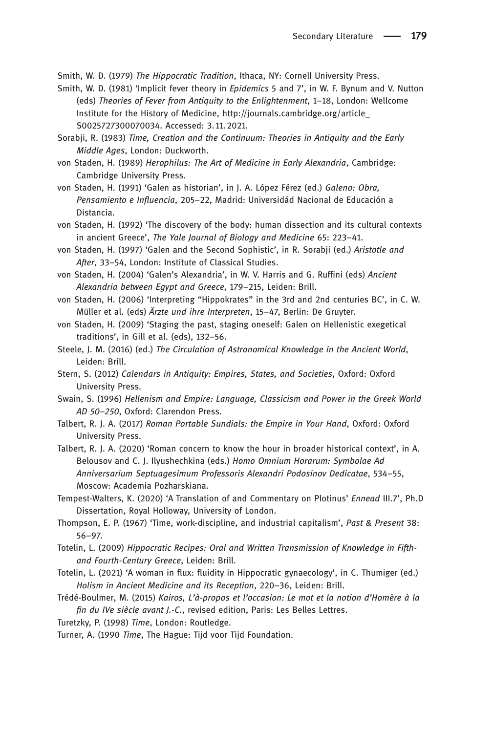Smith, W. D. (1979) *The Hippocratic Tradition*, Ithaca, NY: Cornell University Press.

Smith, W. D. (1981) 'Implicit fever theory in *Epidemics* 5 and 7', in W. F. Bynum and V. Nutton (eds) *Theories of Fever from Antiquity to the Enlightenment*, 1–18, London: Wellcome Institute for the History of Medicine, http://journals.cambridge.org/article_S0025727300070034. Accessed: 3.11.2021.

Sorabji, R. (1983) *Time, Creation and the Continuum: Theories in Antiquity and the Early Middle Ages*, London: Duckworth.

von Staden, H. (1989) *Herophilus: The Art of Medicine in Early Alexandria*, Cambridge: Cambridge University Press.

von Staden, H. (1991) 'Galen as historian', in J. A. López Férez (ed.) *Galeno: Obra, Pensamiento e Influencia*, 205–22, Madrid: Universidád Nacional de Educación a Distancia.

von Staden, H. (1992) 'The discovery of the body: human dissection and its cultural contexts in ancient Greece', *The Yale Journal of Biology and Medicine* 65: 223–41.

von Staden, H. (1997) 'Galen and the Second Sophistic', in R. Sorabji (ed.) *Aristotle and After*, 33–54, London: Institute of Classical Studies.

von Staden, H. (2004) 'Galen's Alexandria', in W. V. Harris and G. Ruffini (eds) *Ancient Alexandria between Egypt and Greece*, 179–215, Leiden: Brill.

von Staden, H. (2006) 'Interpreting "Hippokrates" in the 3rd and 2nd centuries BC', in C. W. Müller et al. (eds) *Ärzte und ihre Interpreten*, 15–47, Berlin: De Gruyter.

von Staden, H. (2009) 'Staging the past, staging oneself: Galen on Hellenistic exegetical traditions', in Gill et al. (eds), 132–56.

Steele, J. M. (2016) (ed.) *The Circulation of Astronomical Knowledge in the Ancient World*, Leiden: Brill.

Stern, S. (2012) *Calendars in Antiquity: Empires, States, and Societies*, Oxford: Oxford University Press.

Swain, S. (1996) *Hellenism and Empire: Language, Classicism and Power in the Greek World AD 50–250*, Oxford: Clarendon Press.

Talbert, R. J. A. (2017) *Roman Portable Sundials: the Empire in Your Hand*, Oxford: Oxford University Press.

Talbert, R. J. A. (2020) 'Roman concern to know the hour in broader historical context', in A. Belousov and C. J. Ilyushechkina (eds.) *Homo Omnium Horarum: Symbolae Ad Anniversarium Septuagesimum Professoris Alexandri Podosinov Dedicatae*, 534–55, Moscow: Academia Pozharskiana.

Tempest-Walters, K. (2020) 'A Translation of and Commentary on Plotinus' *Ennead* III.7', Ph.D Dissertation, Royal Holloway, University of London.

Thompson, E. P. (1967) 'Time, work-discipline, and industrial capitalism', *Past & Present* 38: 56–97.

Totelin, L. (2009) *Hippocratic Recipes: Oral and Written Transmission of Knowledge in Fifth- and Fourth-Century Greece*, Leiden: Brill.

Totelin, L. (2021) 'A woman in flux: fluidity in Hippocratic gynaecology', in C. Thumiger (ed.) *Holism in Ancient Medicine and its Reception*, 220–36, Leiden: Brill.

Trédé-Boulmer, M. (2015) *Kairos, L'à-propos et l'occasion: Le mot et la notion d'Homère à la fin du IVe siècle avant J.-C.*, revised edition, Paris: Les Belles Lettres.

Turetzky, P. (1998) *Time*, London: Routledge.

Turner, A. (1990 *Time*, The Hague: Tijd voor Tijd Foundation.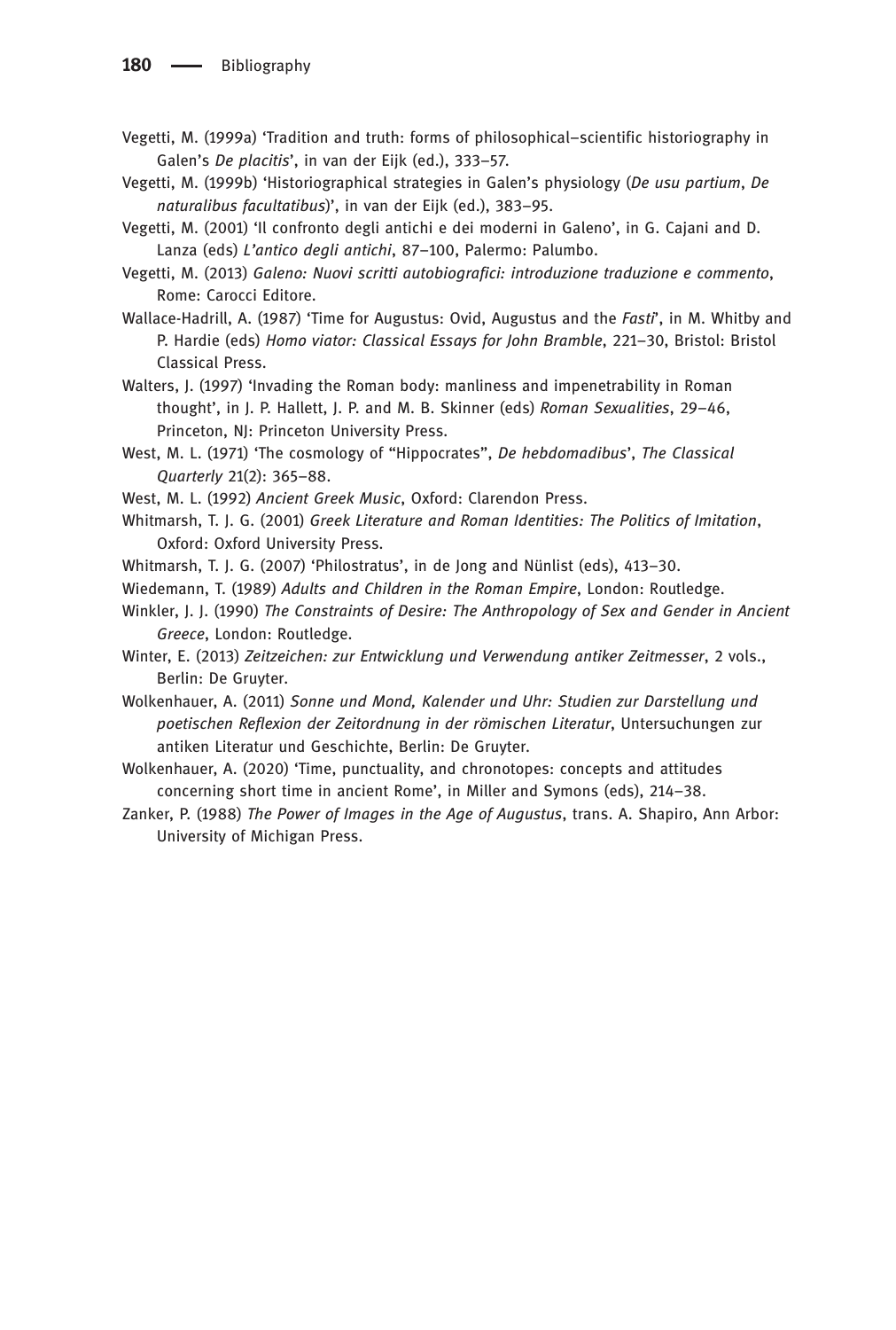Vegetti, M. (1999a) 'Tradition and truth: forms of philosophical–scientific historiography in Galen's *De placitis*', in van der Eijk (ed.), 333–57.

Vegetti, M. (1999b) 'Historiographical strategies in Galen's physiology (*De usu partium*, *De naturalibus facultatibus*)', in van der Eijk (ed.), 383–95.

Vegetti, M. (2001) 'Il confronto degli antichi e dei moderni in Galeno', in G. Cajani and D. Lanza (eds) *L'antico degli antichi*, 87–100, Palermo: Palumbo.

Vegetti, M. (2013) *Galeno: Nuovi scritti autobiografici: introduzione traduzione e commento*, Rome: Carocci Editore.

Wallace-Hadrill, A. (1987) 'Time for Augustus: Ovid, Augustus and the *Fasti*', in M. Whitby and P. Hardie (eds) *Homo viator: Classical Essays for John Bramble*, 221–30, Bristol: Bristol Classical Press.

Walters, J. (1997) 'Invading the Roman body: manliness and impenetrability in Roman thought', in J. P. Hallett, J. P. and M. B. Skinner (eds) *Roman Sexualities*, 29–46, Princeton, NJ: Princeton University Press.

West, M. L. (1971) 'The cosmology of "Hippocrates", *De hebdomadibus*', *The Classical Quarterly* 21(2): 365–88.

West, M. L. (1992) *Ancient Greek Music*, Oxford: Clarendon Press.

Whitmarsh, T. J. G. (2001) *Greek Literature and Roman Identities: The Politics of Imitation*, Oxford: Oxford University Press.

Whitmarsh, T. J. G. (2007) 'Philostratus', in de Jong and Nünlist (eds), 413–30.

Wiedemann, T. (1989) *Adults and Children in the Roman Empire*, London: Routledge.

Winkler, J. J. (1990) *The Constraints of Desire: The Anthropology of Sex and Gender in Ancient Greece*, London: Routledge.

Winter, E. (2013) *Zeitzeichen: zur Entwicklung und Verwendung antiker Zeitmesser*, 2 vols., Berlin: De Gruyter.

Wolkenhauer, A. (2011) *Sonne und Mond, Kalender und Uhr: Studien zur Darstellung und poetischen Reflexion der Zeitordnung in der römischen Literatur*, Untersuchungen zur antiken Literatur und Geschichte, Berlin: De Gruyter.

Wolkenhauer, A. (2020) 'Time, punctuality, and chronotopes: concepts and attitudes concerning short time in ancient Rome', in Miller and Symons (eds), 214–38.

Zanker, P. (1988) *The Power of Images in the Age of Augustus*, trans. A. Shapiro, Ann Arbor: University of Michigan Press.